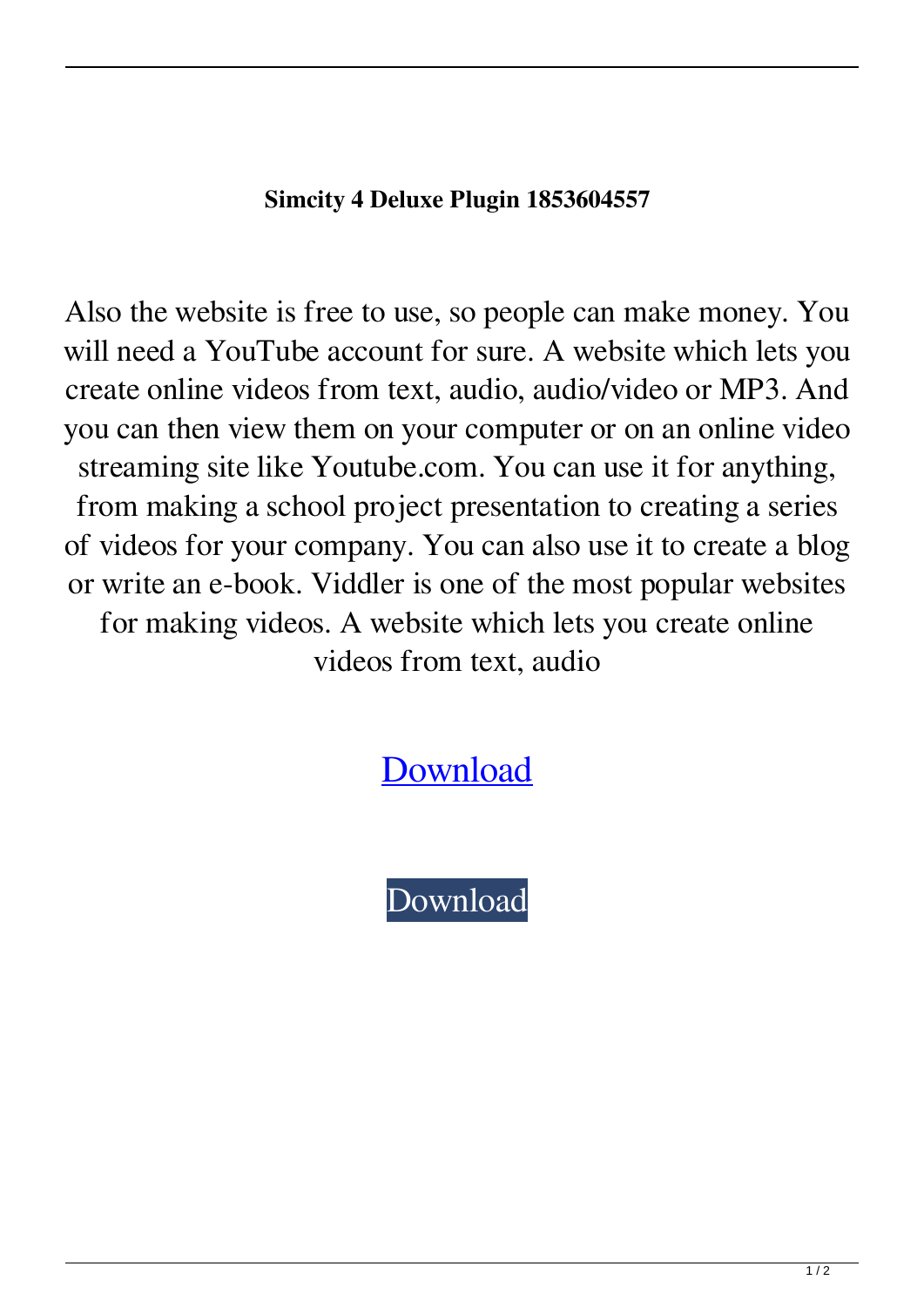**Simcity 4 Deluxe Plugin 1853604557**

Also the website is free to use, so people can make money. You will need a YouTube account for sure. A website which lets you create online videos from text, audio, audio/video or MP3. And you can then view them on your computer or on an online video streaming site like Youtube.com. You can use it for anything, from making a school project presentation to creating a series of videos for your company. You can also use it to create a blog or write an e-book. Viddler is one of the most popular websites for making videos. A website which lets you create online videos from text, audio

Download

Download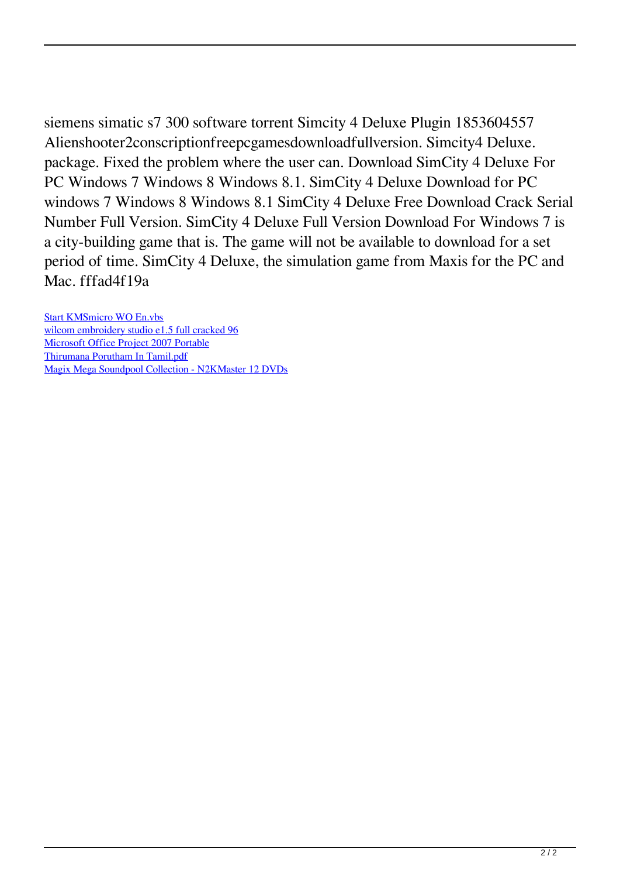siemens simatic s7 300 software torrent Simcity 4 Deluxe Plugin 1853604557 Alienshooter2conscriptionfreepcgamesdownloadfullversion. Simcity4 Deluxe. package. Fixed the problem where the user can. Download SimCity 4 Deluxe For PC Windows 7 Windows 8 Windows 8.1. SimCity 4 Deluxe Download for PC windows 7 Windows 8 Windows 8.1 SimCity 4 Deluxe Free Download Crack Serial Number Full Version. SimCity 4 Deluxe Full Version Download For Windows 7 is a city-building game that is. The game will not be available to download for a set period of time. SimCity 4 Deluxe, the simulation game from Maxis for the PC and Mac. fffad4f19a

Start KMSmicro WO En.vbs
wilcom embroidery studio e1.5 full cracked 96
Microsoft Office Project 2007 Portable
Thirumana Porutham In Tamil.pdf
Magix Mega Soundpool Collection - N2KMaster 12 DVDs